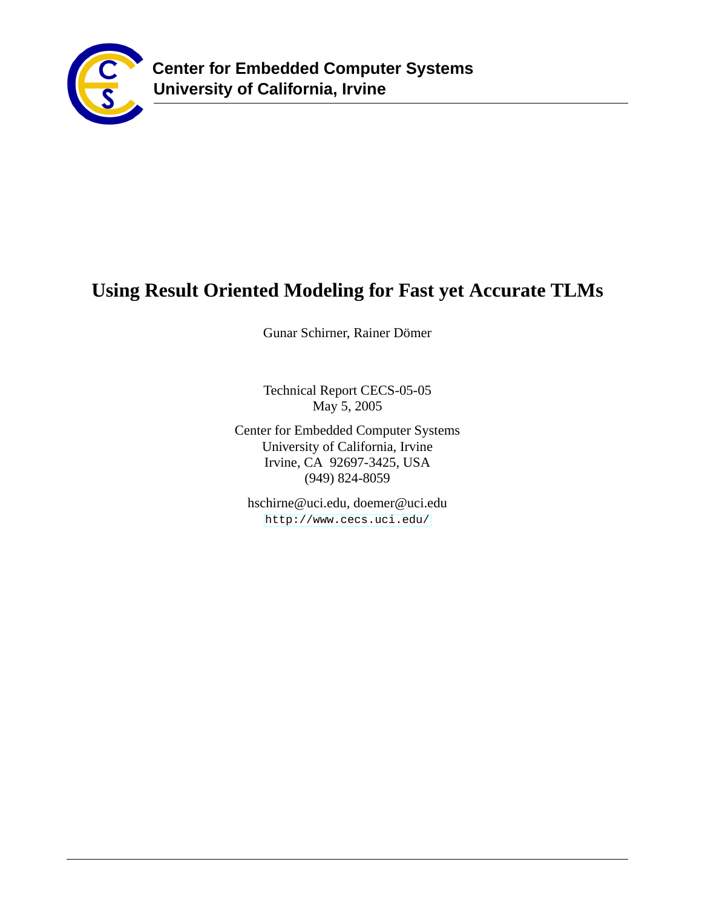**Center for Embedded Computer Systems**
**University of California, Irvine**

# Using Result Oriented Modeling for Fast yet Accurate TLMs

Gunar Schirner, Rainer Dömer

Technical Report CECS-05-05
May 5, 2005

Center for Embedded Computer Systems
University of California, Irvine
Irvine, CA 92697-3425, USA
(949) 824-8059

hschirne@uci.edu, doemer@uci.edu
http://www.cecs.uci.edu/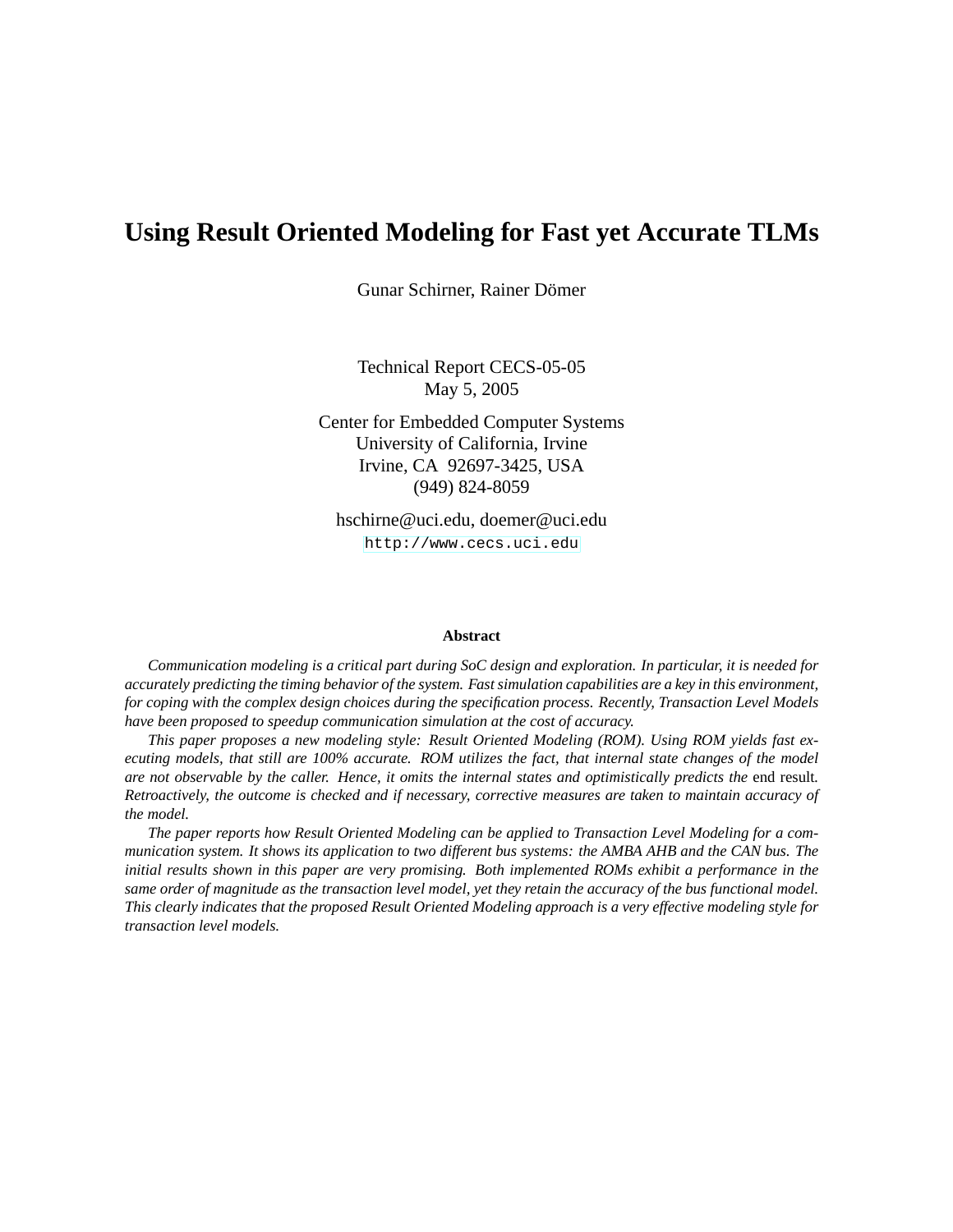# Using Result Oriented Modeling for Fast yet Accurate TLMs

Gunar Schirner, Rainer Dömer

Technical Report CECS-05-05
May 5, 2005

Center for Embedded Computer Systems
University of California, Irvine
Irvine, CA 92697-3425, USA
(949) 824-8059

hschirne@uci.edu, doemer@uci.edu
http://www.cecs.uci.edu

### Abstract

*Communication modeling is a critical part during SoC design and exploration. In particular, it is needed for accurately predicting the timing behavior of the system. Fast simulation capabilities are a key in this environment, for coping with the complex design choices during the specification process. Recently, Transaction Level Models have been proposed to speedup communication simulation at the cost of accuracy.*

*This paper proposes a new modeling style: Result Oriented Modeling (ROM). Using ROM yields fast executing models, that still are 100% accurate. ROM utilizes the fact, that internal state changes of the model are not observable by the caller. Hence, it omits the internal states and optimistically predicts the* end result*. Retroactively, the outcome is checked and if necessary, corrective measures are taken to maintain accuracy of the model.*

*The paper reports how Result Oriented Modeling can be applied to Transaction Level Modeling for a communication system. It shows its application to two different bus systems: the AMBA AHB and the CAN bus. The initial results shown in this paper are very promising. Both implemented ROMs exhibit a performance in the same order of magnitude as the transaction level model, yet they retain the accuracy of the bus functional model. This clearly indicates that the proposed Result Oriented Modeling approach is a very effective modeling style for transaction level models.*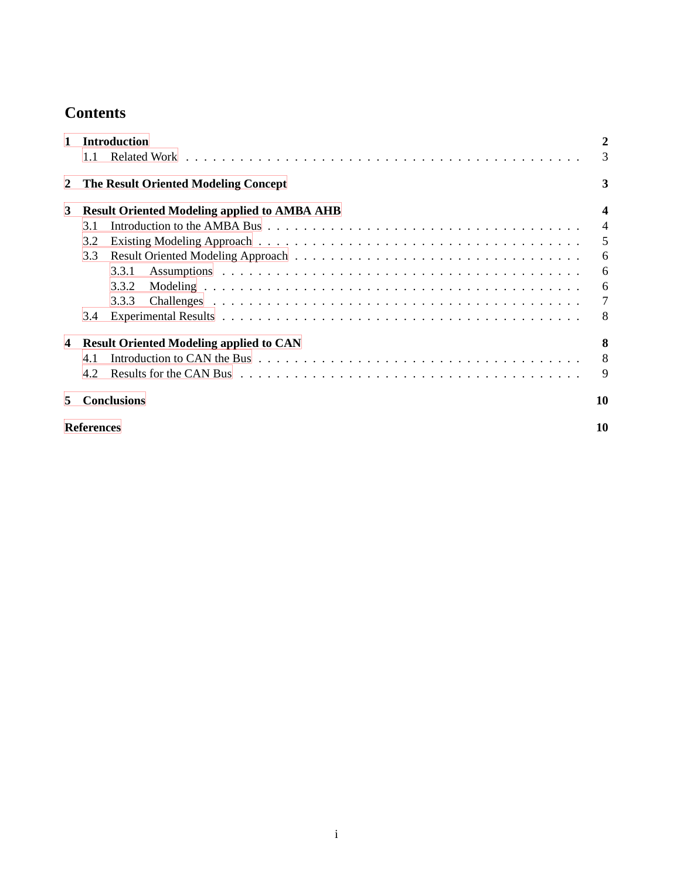# Contents

**1 Introduction** **2**
- 1.1 Related Work . . . . . 3

**2 The Result Oriented Modeling Concept** **3**

**3 Result Oriented Modeling applied to AMBA AHB** **4**
- 3.1 Introduction to the AMBA Bus . . . . . 4
- 3.2 Existing Modeling Approach . . . . . 5
- 3.3 Result Oriented Modeling Approach . . . . . 6
  - 3.3.1 Assumptions . . . . . 6
  - 3.3.2 Modeling . . . . . 6
  - 3.3.3 Challenges . . . . . 7
- 3.4 Experimental Results . . . . . 8

**4 Result Oriented Modeling applied to CAN** **8**
- 4.1 Introduction to CAN the Bus . . . . . 8
- 4.2 Results for the CAN Bus . . . . . 9

**5 Conclusions** **10**

**References** **10**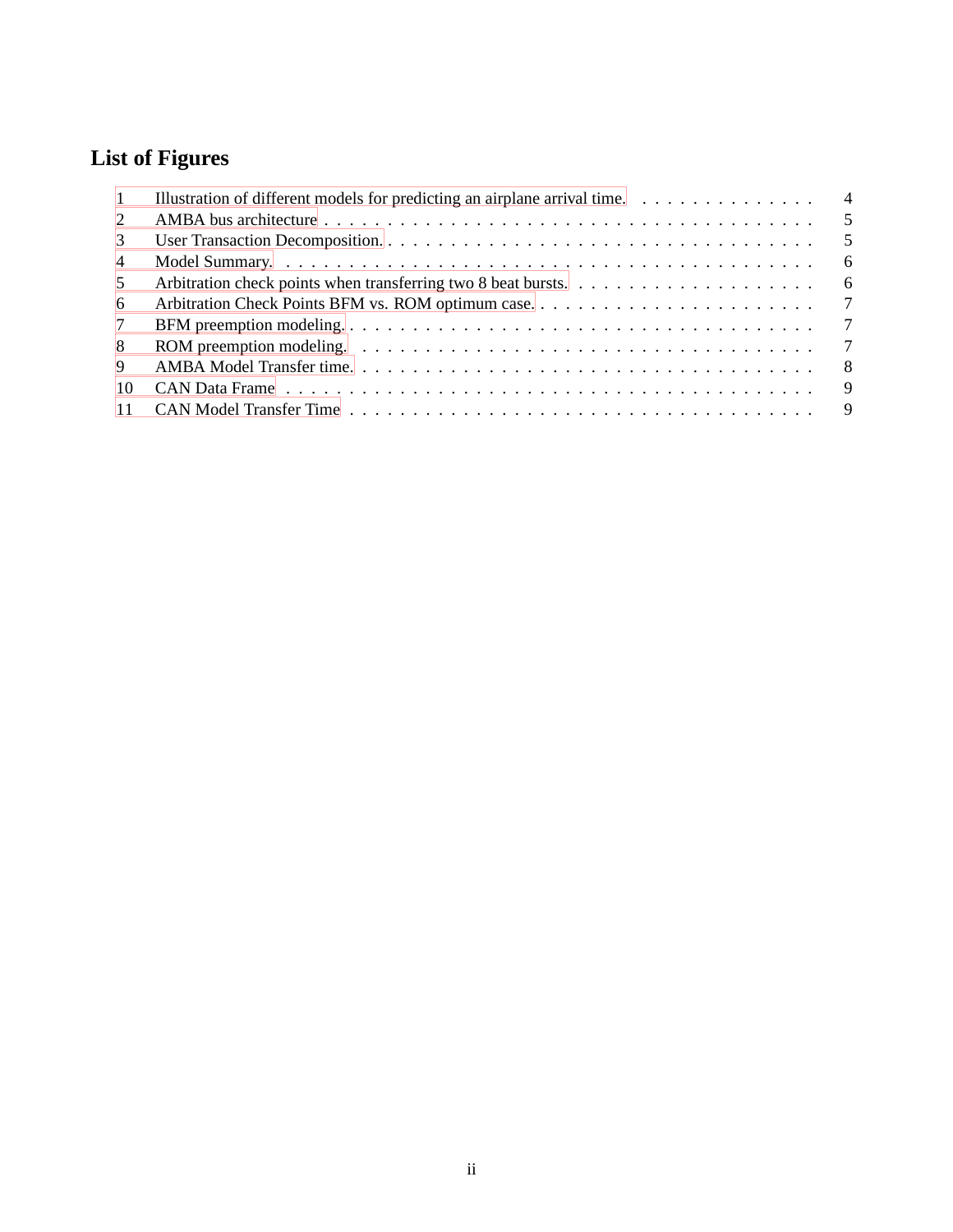# List of Figures

1 Illustration of different models for predicting an airplane arrival time. . . . . . . . . . . . . . . 4
2 AMBA bus architecture . . . . . . . . . . . . . . . . . . . . . . . . . . . . . . . . . . . . . . . 5
3 User Transaction Decomposition. . . . . . . . . . . . . . . . . . . . . . . . . . . . . . . . . . . 5
4 Model Summary. . . . . . . . . . . . . . . . . . . . . . . . . . . . . . . . . . . . . . . . . . . 6
5 Arbitration check points when transferring two 8 beat bursts. . . . . . . . . . . . . . . . . . . . 6
6 Arbitration Check Points BFM vs. ROM optimum case. . . . . . . . . . . . . . . . . . . . . . . 7
7 BFM preemption modeling. . . . . . . . . . . . . . . . . . . . . . . . . . . . . . . . . . . . . 7
8 ROM preemption modeling. . . . . . . . . . . . . . . . . . . . . . . . . . . . . . . . . . . . . 7
9 AMBA Model Transfer time. . . . . . . . . . . . . . . . . . . . . . . . . . . . . . . . . . . . . 8
10 CAN Data Frame . . . . . . . . . . . . . . . . . . . . . . . . . . . . . . . . . . . . . . . . . . 9
11 CAN Model Transfer Time . . . . . . . . . . . . . . . . . . . . . . . . . . . . . . . . . . . . . 9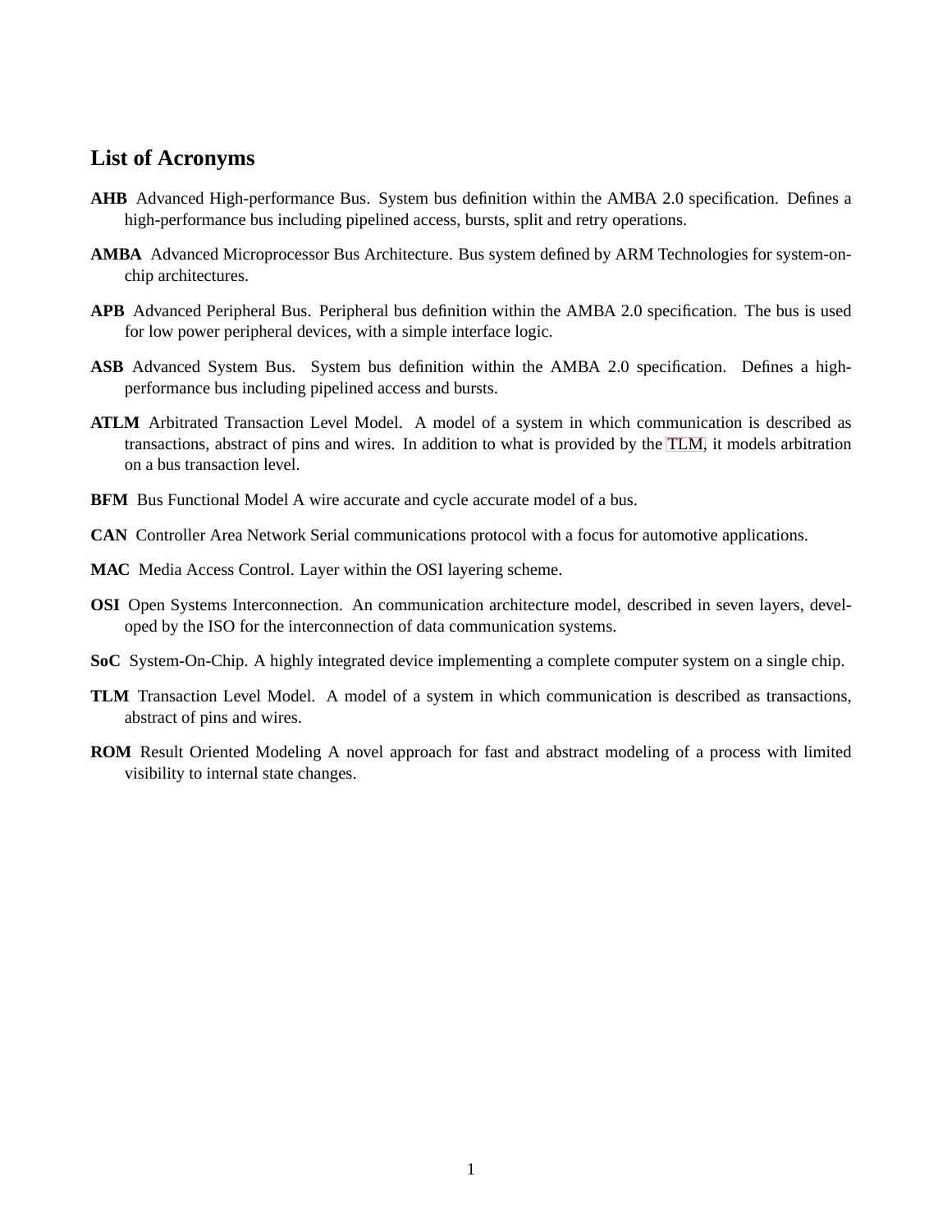## List of Acronyms

**AHB** Advanced High-performance Bus. System bus definition within the AMBA 2.0 specification. Defines a high-performance bus including pipelined access, bursts, split and retry operations.

**AMBA** Advanced Microprocessor Bus Architecture. Bus system defined by ARM Technologies for system-on-chip architectures.

**APB** Advanced Peripheral Bus. Peripheral bus definition within the AMBA 2.0 specification. The bus is used for low power peripheral devices, with a simple interface logic.

**ASB** Advanced System Bus. System bus definition within the AMBA 2.0 specification. Defines a high-performance bus including pipelined access and bursts.

**ATLM** Arbitrated Transaction Level Model. A model of a system in which communication is described as transactions, abstract of pins and wires. In addition to what is provided by the TLM, it models arbitration on a bus transaction level.

**BFM** Bus Functional Model A wire accurate and cycle accurate model of a bus.

**CAN** Controller Area Network Serial communications protocol with a focus for automotive applications.

**MAC** Media Access Control. Layer within the OSI layering scheme.

**OSI** Open Systems Interconnection. An communication architecture model, described in seven layers, developed by the ISO for the interconnection of data communication systems.

**SoC** System-On-Chip. A highly integrated device implementing a complete computer system on a single chip.

**TLM** Transaction Level Model. A model of a system in which communication is described as transactions, abstract of pins and wires.

**ROM** Result Oriented Modeling A novel approach for fast and abstract modeling of a process with limited visibility to internal state changes.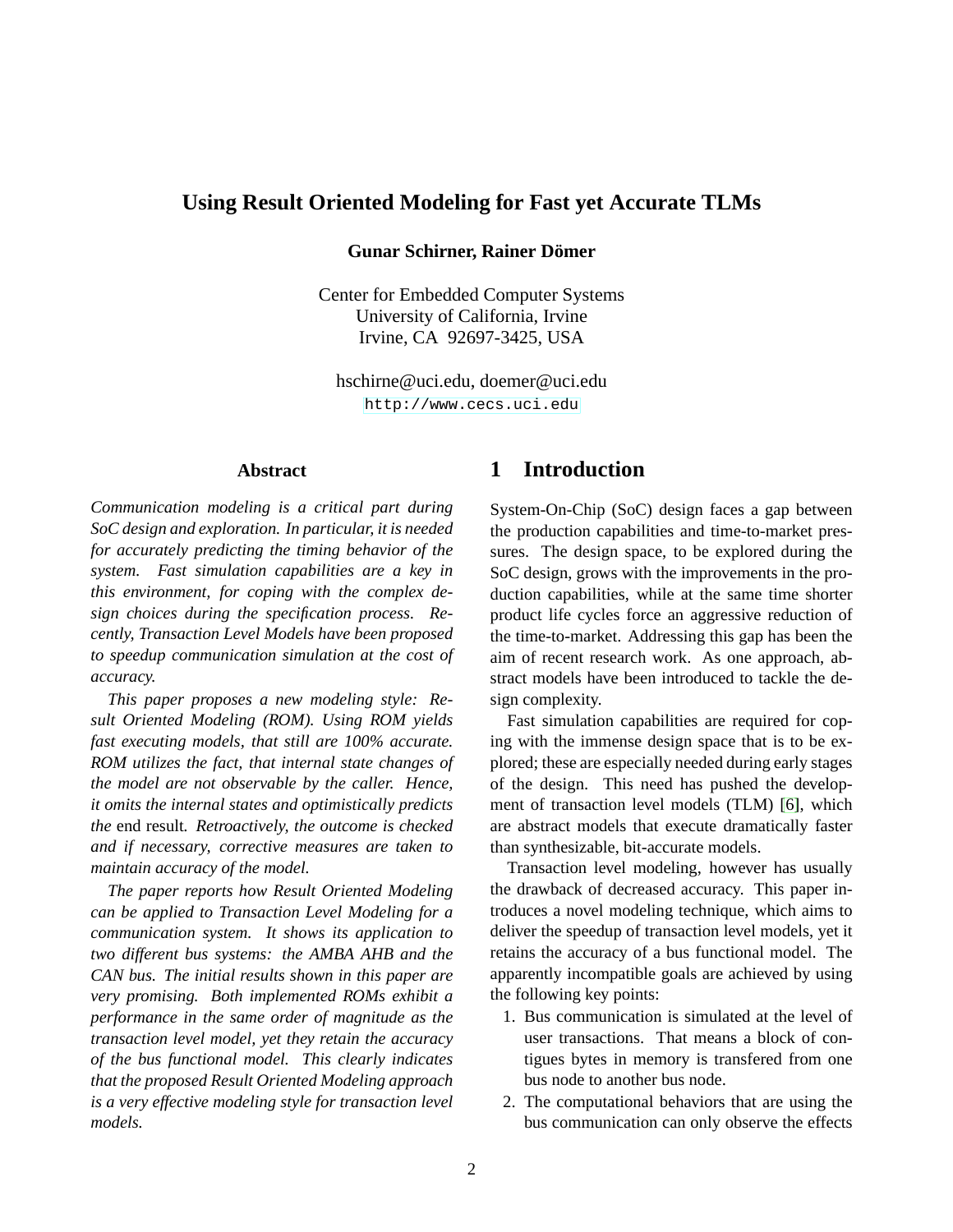# Using Result Oriented Modeling for Fast yet Accurate TLMs

**Gunar Schirner, Rainer Dömer**

Center for Embedded Computer Systems
University of California, Irvine
Irvine, CA 92697-3425, USA

hschirne@uci.edu, doemer@uci.edu
http://www.cecs.uci.edu

## Abstract

*Communication modeling is a critical part during SoC design and exploration. In particular, it is needed for accurately predicting the timing behavior of the system. Fast simulation capabilities are a key in this environment, for coping with the complex design choices during the specification process. Recently, Transaction Level Models have been proposed to speedup communication simulation at the cost of accuracy.*

*This paper proposes a new modeling style: Result Oriented Modeling (ROM). Using ROM yields fast executing models, that still are 100% accurate. ROM utilizes the fact, that internal state changes of the model are not observable by the caller. Hence, it omits the internal states and optimistically predicts the* end result. *Retroactively, the outcome is checked and if necessary, corrective measures are taken to maintain accuracy of the model.*

*The paper reports how Result Oriented Modeling can be applied to Transaction Level Modeling for a communication system. It shows its application to two different bus systems: the AMBA AHB and the CAN bus. The initial results shown in this paper are very promising. Both implemented ROMs exhibit a performance in the same order of magnitude as the transaction level model, yet they retain the accuracy of the bus functional model. This clearly indicates that the proposed Result Oriented Modeling approach is a very effective modeling style for transaction level models.*

## 1 Introduction

System-On-Chip (SoC) design faces a gap between the production capabilities and time-to-market pressures. The design space, to be explored during the SoC design, grows with the improvements in the production capabilities, while at the same time shorter product life cycles force an aggressive reduction of the time-to-market. Addressing this gap has been the aim of recent research work. As one approach, abstract models have been introduced to tackle the design complexity.

Fast simulation capabilities are required for coping with the immense design space that is to be explored; these are especially needed during early stages of the design. This need has pushed the development of transaction level models (TLM) [6], which are abstract models that execute dramatically faster than synthesizable, bit-accurate models.

Transaction level modeling, however has usually the drawback of decreased accuracy. This paper introduces a novel modeling technique, which aims to deliver the speedup of transaction level models, yet it retains the accuracy of a bus functional model. The apparently incompatible goals are achieved by using the following key points:

1. Bus communication is simulated at the level of user transactions. That means a block of contigues bytes in memory is transfered from one bus node to another bus node.
2. The computational behaviors that are using the bus communication can only observe the effects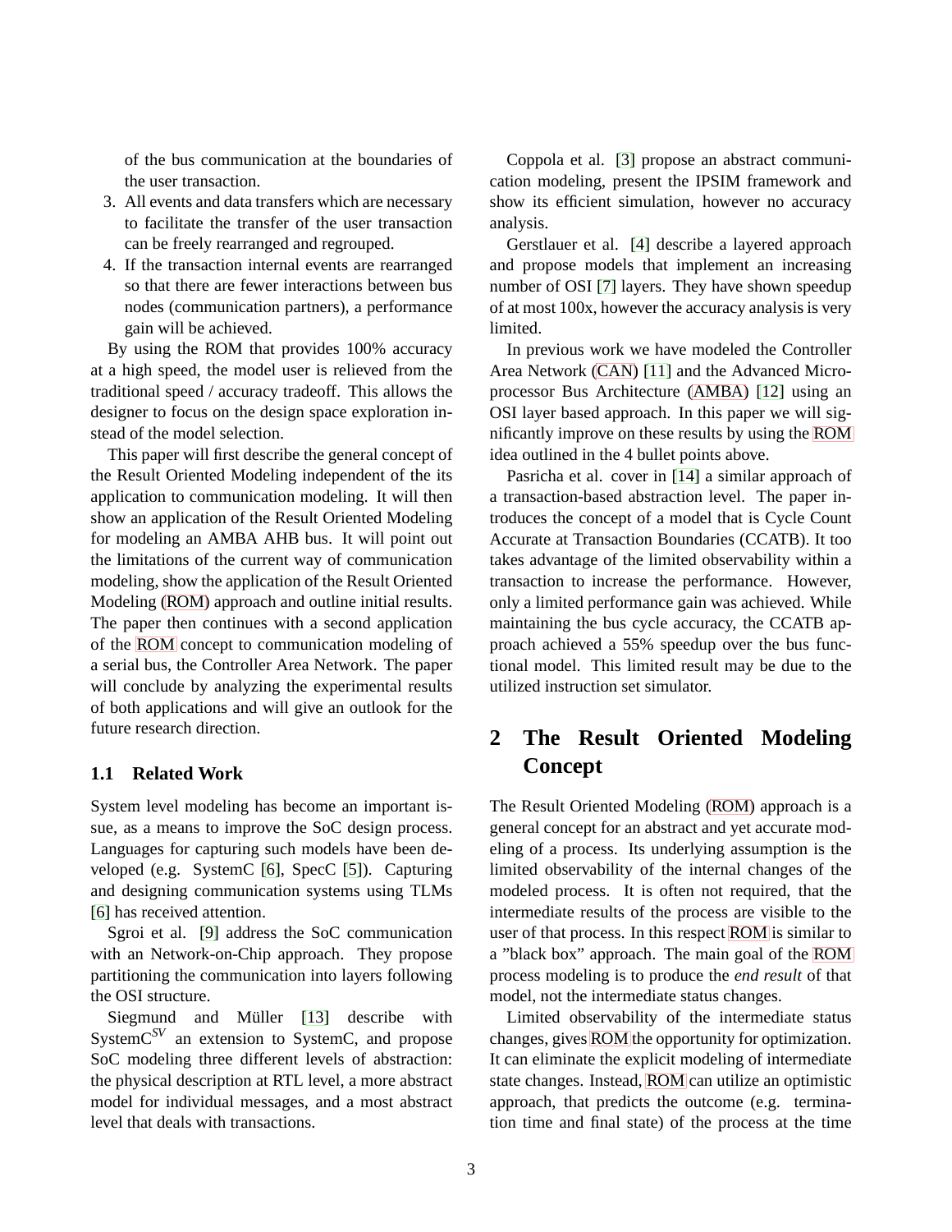of the bus communication at the boundaries of the user transaction.

3. All events and data transfers which are necessary to facilitate the transfer of the user transaction can be freely rearranged and regrouped.
4. If the transaction internal events are rearranged so that there are fewer interactions between bus nodes (communication partners), a performance gain will be achieved.

By using the ROM that provides 100% accuracy at a high speed, the model user is relieved from the traditional speed / accuracy tradeoff. This allows the designer to focus on the design space exploration instead of the model selection.

This paper will first describe the general concept of the Result Oriented Modeling independent of the its application to communication modeling. It will then show an application of the Result Oriented Modeling for modeling an AMBA AHB bus. It will point out the limitations of the current way of communication modeling, show the application of the Result Oriented Modeling (ROM) approach and outline initial results. The paper then continues with a second application of the ROM concept to communication modeling of a serial bus, the Controller Area Network. The paper will conclude by analyzing the experimental results of both applications and will give an outlook for the future research direction.

### 1.1 Related Work

System level modeling has become an important issue, as a means to improve the SoC design process. Languages for capturing such models have been developed (e.g. SystemC [6], SpecC [5]). Capturing and designing communication systems using TLMs [6] has received attention.

Sgroi et al. [9] address the SoC communication with an Network-on-Chip approach. They propose partitioning the communication into layers following the OSI structure.

Siegmund and Müller [13] describe with SystemC$^{SV}$ an extension to SystemC, and propose SoC modeling three different levels of abstraction: the physical description at RTL level, a more abstract model for individual messages, and a most abstract level that deals with transactions.

Coppola et al. [3] propose an abstract communication modeling, present the IPSIM framework and show its efficient simulation, however no accuracy analysis.

Gerstlauer et al. [4] describe a layered approach and propose models that implement an increasing number of OSI [7] layers. They have shown speedup of at most 100x, however the accuracy analysis is very limited.

In previous work we have modeled the Controller Area Network (CAN) [11] and the Advanced Microprocessor Bus Architecture (AMBA) [12] using an OSI layer based approach. In this paper we will significantly improve on these results by using the ROM idea outlined in the 4 bullet points above.

Pasricha et al. cover in [14] a similar approach of a transaction-based abstraction level. The paper introduces the concept of a model that is Cycle Count Accurate at Transaction Boundaries (CCATB). It too takes advantage of the limited observability within a transaction to increase the performance. However, only a limited performance gain was achieved. While maintaining the bus cycle accuracy, the CCATB approach achieved a 55% speedup over the bus functional model. This limited result may be due to the utilized instruction set simulator.

## 2 The Result Oriented Modeling Concept

The Result Oriented Modeling (ROM) approach is a general concept for an abstract and yet accurate modeling of a process. Its underlying assumption is the limited observability of the internal changes of the modeled process. It is often not required, that the intermediate results of the process are visible to the user of that process. In this respect ROM is similar to a "black box" approach. The main goal of the ROM process modeling is to produce the *end result* of that model, not the intermediate status changes.

Limited observability of the intermediate status changes, gives ROM the opportunity for optimization. It can eliminate the explicit modeling of intermediate state changes. Instead, ROM can utilize an optimistic approach, that predicts the outcome (e.g. termination time and final state) of the process at the time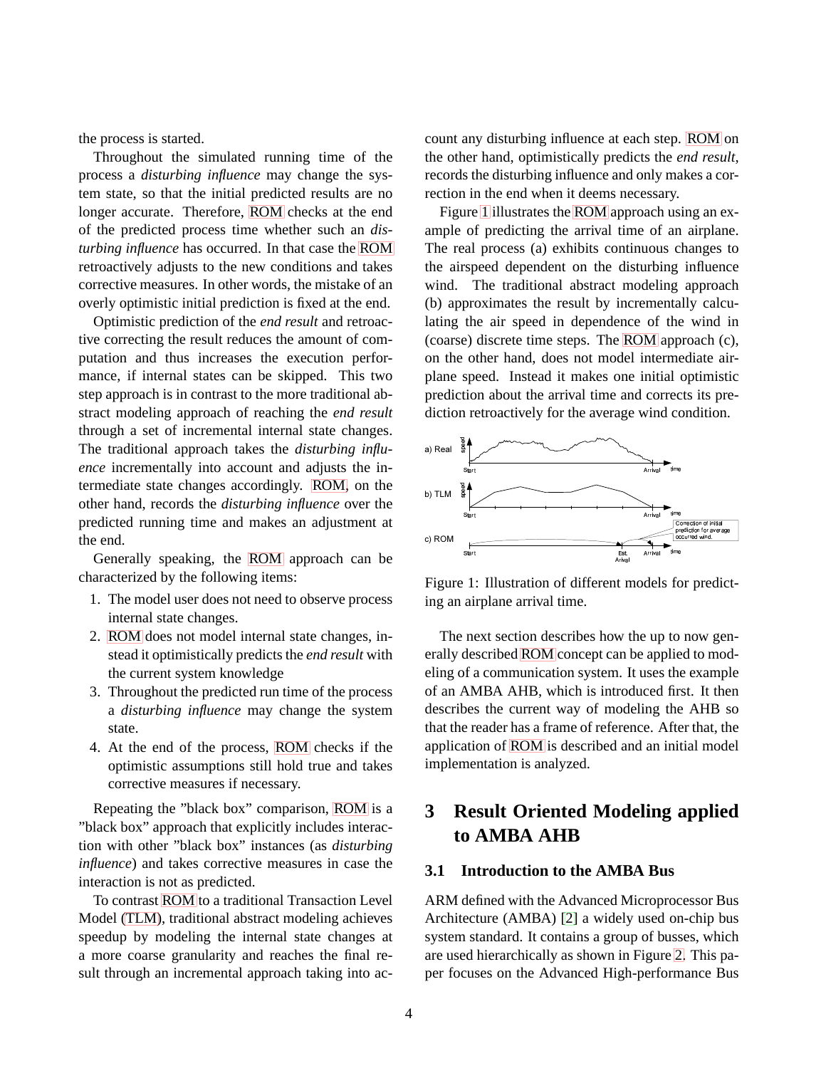the process is started.

Throughout the simulated running time of the process a *disturbing influence* may change the system state, so that the initial predicted results are no longer accurate. Therefore, ROM checks at the end of the predicted process time whether such an *disturbing influence* has occurred. In that case the ROM retroactively adjusts to the new conditions and takes corrective measures. In other words, the mistake of an overly optimistic initial prediction is fixed at the end.

Optimistic prediction of the *end result* and retroactive correcting the result reduces the amount of computation and thus increases the execution performance, if internal states can be skipped. This two step approach is in contrast to the more traditional abstract modeling approach of reaching the *end result* through a set of incremental internal state changes. The traditional approach takes the *disturbing influence* incrementally into account and adjusts the intermediate state changes accordingly. ROM, on the other hand, records the *disturbing influence* over the predicted running time and makes an adjustment at the end.

Generally speaking, the ROM approach can be characterized by the following items:

1. The model user does not need to observe process internal state changes.
2. ROM does not model internal state changes, instead it optimistically predicts the *end result* with the current system knowledge
3. Throughout the predicted run time of the process a *disturbing influence* may change the system state.
4. At the end of the process, ROM checks if the optimistic assumptions still hold true and takes corrective measures if necessary.

Repeating the "black box" comparison, ROM is a "black box" approach that explicitly includes interaction with other "black box" instances (as *disturbing influence*) and takes corrective measures in case the interaction is not as predicted.

To contrast ROM to a traditional Transaction Level Model (TLM), traditional abstract modeling achieves speedup by modeling the internal state changes at a more coarse granularity and reaches the final result through an incremental approach taking into account any disturbing influence at each step. ROM on the other hand, optimistically predicts the *end result*, records the disturbing influence and only makes a correction in the end when it deems necessary.

Figure 1 illustrates the ROM approach using an example of predicting the arrival time of an airplane. The real process (a) exhibits continuous changes to the airspeed dependent on the disturbing influence wind. The traditional abstract modeling approach (b) approximates the result by incrementally calculating the air speed in dependence of the wind in (coarse) discrete time steps. The ROM approach (c), on the other hand, does not model intermediate airplane speed. Instead it makes one initial optimistic prediction about the arrival time and corrects its prediction retroactively for the average wind condition.

Figure 1: Illustration of different models for predicting an airplane arrival time.

The next section describes how the up to now generally described ROM concept can be applied to modeling of a communication system. It uses the example of an AMBA AHB, which is introduced first. It then describes the current way of modeling the AHB so that the reader has a frame of reference. After that, the application of ROM is described and an initial model implementation is analyzed.

## 3 Result Oriented Modeling applied to AMBA AHB

### 3.1 Introduction to the AMBA Bus

ARM defined with the Advanced Microprocessor Bus Architecture (AMBA) [2] a widely used on-chip bus system standard. It contains a group of busses, which are used hierarchically as shown in Figure 2. This paper focuses on the Advanced High-performance Bus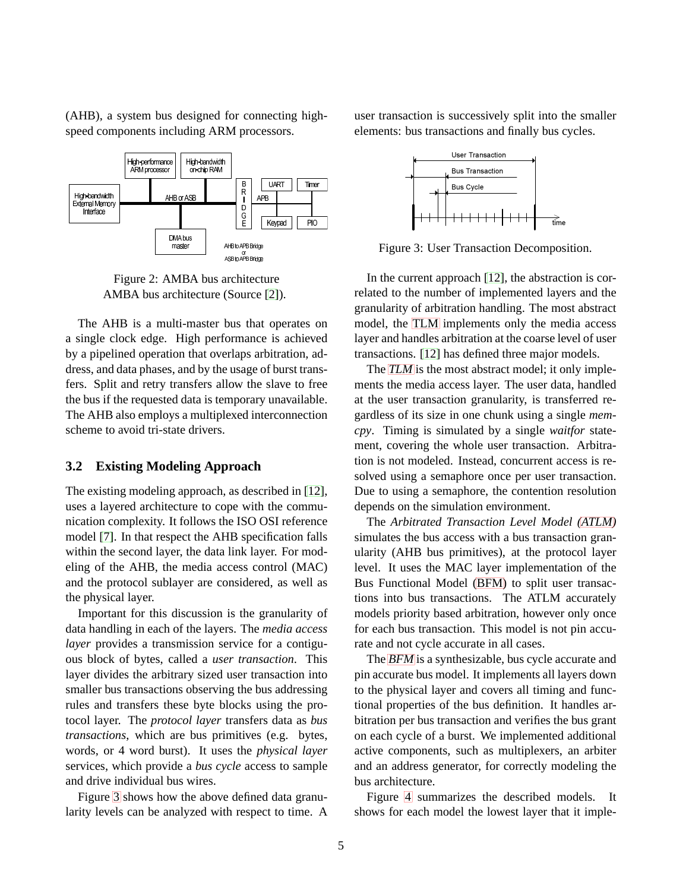(AHB), a system bus designed for connecting high-speed components including ARM processors.

Figure 2: AMBA bus architecture
AMBA bus architecture (Source [2]).

The AHB is a multi-master bus that operates on a single clock edge. High performance is achieved by a pipelined operation that overlaps arbitration, address, and data phases, and by the usage of burst transfers. Split and retry transfers allow the slave to free the bus if the requested data is temporary unavailable. The AHB also employs a multiplexed interconnection scheme to avoid tri-state drivers.

### 3.2 Existing Modeling Approach

The existing modeling approach, as described in [12], uses a layered architecture to cope with the communication complexity. It follows the ISO OSI reference model [7]. In that respect the AHB specification falls within the second layer, the data link layer. For modeling of the AHB, the media access control (MAC) and the protocol sublayer are considered, as well as the physical layer.

Important for this discussion is the granularity of data handling in each of the layers. The *media access layer* provides a transmission service for a contiguous block of bytes, called a *user transaction*. This layer divides the arbitrary sized user transaction into smaller bus transactions observing the bus addressing rules and transfers these byte blocks using the protocol layer. The *protocol layer* transfers data as *bus transactions*, which are bus primitives (e.g. bytes, words, or 4 word burst). It uses the *physical layer* services, which provide a *bus cycle* access to sample and drive individual bus wires.

Figure 3 shows how the above defined data granularity levels can be analyzed with respect to time. A user transaction is successively split into the smaller elements: bus transactions and finally bus cycles.

Figure 3: User Transaction Decomposition.

In the current approach [12], the abstraction is correlated to the number of implemented layers and the granularity of arbitration handling. The most abstract model, the TLM implements only the media access layer and handles arbitration at the coarse level of user transactions. [12] has defined three major models.

The *TLM* is the most abstract model; it only implements the media access layer. The user data, handled at the user transaction granularity, is transferred regardless of its size in one chunk using a single *memcpy*. Timing is simulated by a single *waitfor* statement, covering the whole user transaction. Arbitration is not modeled. Instead, concurrent access is resolved using a semaphore once per user transaction. Due to using a semaphore, the contention resolution depends on the simulation environment.

The *Arbitrated Transaction Level Model (ATLM)* simulates the bus access with a bus transaction granularity (AHB bus primitives), at the protocol layer level. It uses the MAC layer implementation of the Bus Functional Model (BFM) to split user transactions into bus transactions. The ATLM accurately models priority based arbitration, however only once for each bus transaction. This model is not pin accurate and not cycle accurate in all cases.

The *BFM* is a synthesizable, bus cycle accurate and pin accurate bus model. It implements all layers down to the physical layer and covers all timing and functional properties of the bus definition. It handles arbitration per bus transaction and verifies the bus grant on each cycle of a burst. We implemented additional active components, such as multiplexers, an arbiter and an address generator, for correctly modeling the bus architecture.

Figure 4 summarizes the described models. It shows for each model the lowest layer that it imple-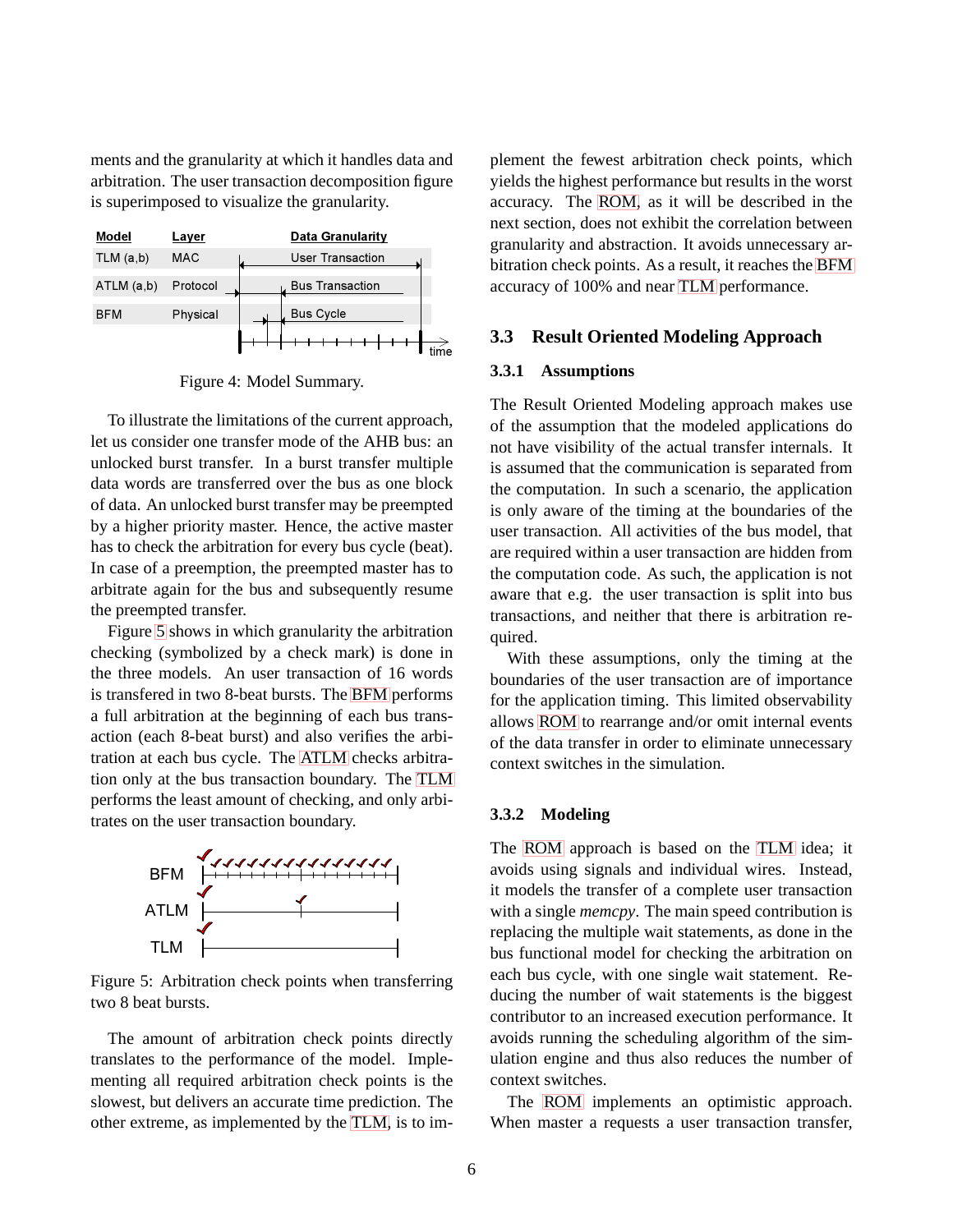ments and the granularity at which it handles data and arbitration. The user transaction decomposition figure is superimposed to visualize the granularity.

| Model | Layer | Data Granularity |
| --- | --- | --- |
| TLM (a,b) | MAC | User Transaction |
| ATLM (a,b) | Protocol | Bus Transaction |
| BFM | Physical | Bus Cycle |

Figure 4: Model Summary.

To illustrate the limitations of the current approach, let us consider one transfer mode of the AHB bus: an unlocked burst transfer. In a burst transfer multiple data words are transferred over the bus as one block of data. An unlocked burst transfer may be preempted by a higher priority master. Hence, the active master has to check the arbitration for every bus cycle (beat). In case of a preemption, the preempted master has to arbitrate again for the bus and subsequently resume the preempted transfer.

Figure 5 shows in which granularity the arbitration checking (symbolized by a check mark) is done in the three models. An user transaction of 16 words is transfered in two 8-beat bursts. The BFM performs a full arbitration at the beginning of each bus transaction (each 8-beat burst) and also verifies the arbitration at each bus cycle. The ATLM checks arbitration only at the bus transaction boundary. The TLM performs the least amount of checking, and only arbitrates on the user transaction boundary.

Figure 5: Arbitration check points when transferring two 8 beat bursts.

The amount of arbitration check points directly translates to the performance of the model. Implementing all required arbitration check points is the slowest, but delivers an accurate time prediction. The other extreme, as implemented by the TLM, is to implement the fewest arbitration check points, which yields the highest performance but results in the worst accuracy. The ROM, as it will be described in the next section, does not exhibit the correlation between granularity and abstraction. It avoids unnecessary arbitration check points. As a result, it reaches the BFM accuracy of 100% and near TLM performance.

### 3.3 Result Oriented Modeling Approach

#### 3.3.1 Assumptions

The Result Oriented Modeling approach makes use of the assumption that the modeled applications do not have visibility of the actual transfer internals. It is assumed that the communication is separated from the computation. In such a scenario, the application is only aware of the timing at the boundaries of the user transaction. All activities of the bus model, that are required within a user transaction are hidden from the computation code. As such, the application is not aware that e.g. the user transaction is split into bus transactions, and neither that there is arbitration required.

With these assumptions, only the timing at the boundaries of the user transaction are of importance for the application timing. This limited observability allows ROM to rearrange and/or omit internal events of the data transfer in order to eliminate unnecessary context switches in the simulation.

#### 3.3.2 Modeling

The ROM approach is based on the TLM idea; it avoids using signals and individual wires. Instead, it models the transfer of a complete user transaction with a single *memcpy*. The main speed contribution is replacing the multiple wait statements, as done in the bus functional model for checking the arbitration on each bus cycle, with one single wait statement. Reducing the number of wait statements is the biggest contributor to an increased execution performance. It avoids running the scheduling algorithm of the simulation engine and thus also reduces the number of context switches.

The ROM implements an optimistic approach. When master a requests a user transaction transfer,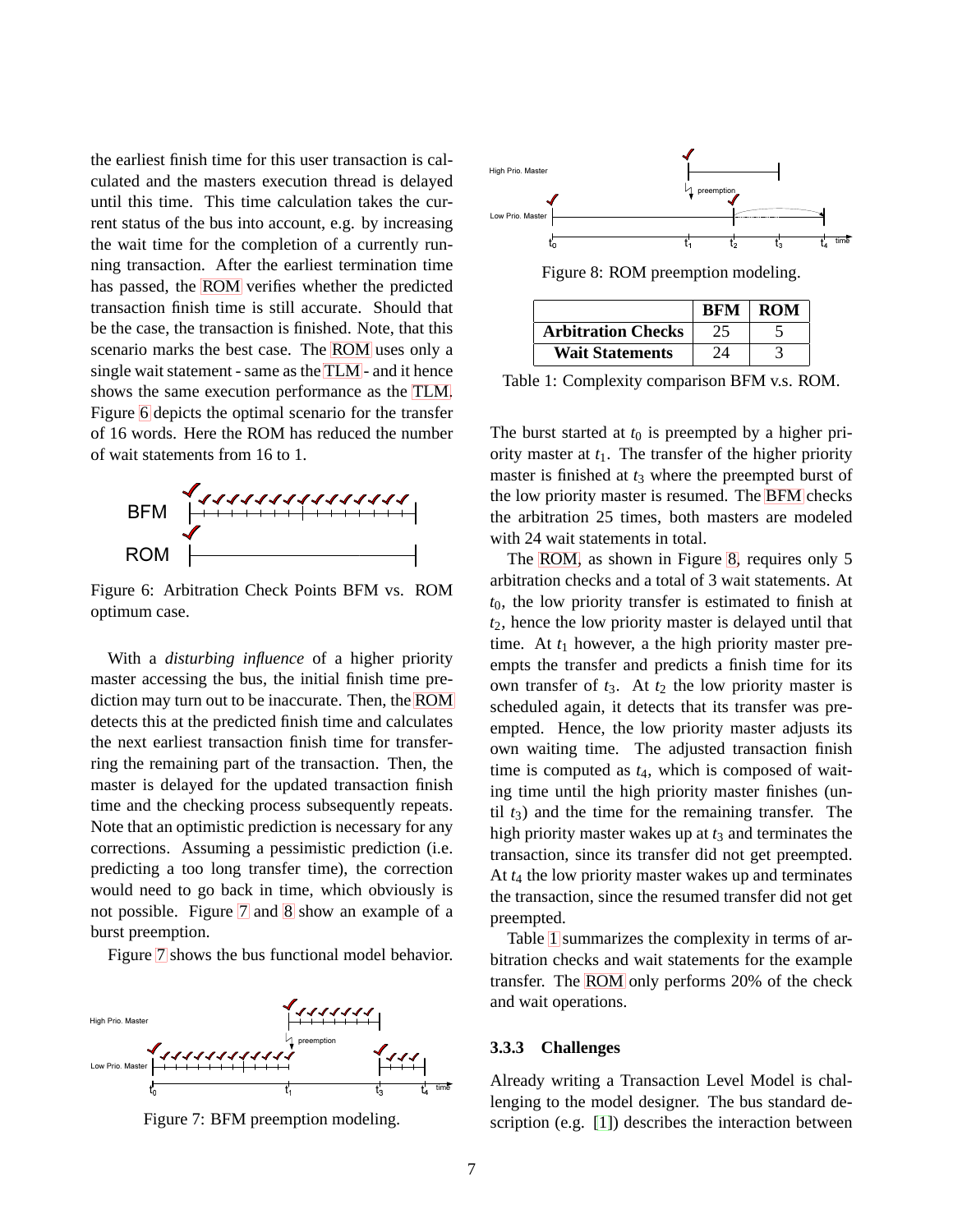the earliest finish time for this user transaction is calculated and the masters execution thread is delayed until this time. This time calculation takes the current status of the bus into account, e.g. by increasing the wait time for the completion of a currently running transaction. After the earliest termination time has passed, the ROM verifies whether the predicted transaction finish time is still accurate. Should that be the case, the transaction is finished. Note, that this scenario marks the best case. The ROM uses only a single wait statement - same as the TLM - and it hence shows the same execution performance as the TLM. Figure 6 depicts the optimal scenario for the transfer of 16 words. Here the ROM has reduced the number of wait statements from 16 to 1.

Figure 6: Arbitration Check Points BFM vs. ROM optimum case.

With a *disturbing influence* of a higher priority master accessing the bus, the initial finish time prediction may turn out to be inaccurate. Then, the ROM detects this at the predicted finish time and calculates the next earliest transaction finish time for transferring the remaining part of the transaction. Then, the master is delayed for the updated transaction finish time and the checking process subsequently repeats. Note that an optimistic prediction is necessary for any corrections. Assuming a pessimistic prediction (i.e. predicting a too long transfer time), the correction would need to go back in time, which obviously is not possible. Figure 7 and 8 show an example of a burst preemption.

Figure 7 shows the bus functional model behavior.

Figure 7: BFM preemption modeling.

Figure 8: ROM preemption modeling.

| | BFM | ROM |
|---|---|---|
| **Arbitration Checks** | 25 | 5 |
| **Wait Statements** | 24 | 3 |

Table 1: Complexity comparison BFM v.s. ROM.

The burst started at $t_0$ is preempted by a higher priority master at $t_1$. The transfer of the higher priority master is finished at $t_3$ where the preempted burst of the low priority master is resumed. The BFM checks the arbitration 25 times, both masters are modeled with 24 wait statements in total.

The ROM, as shown in Figure 8, requires only 5 arbitration checks and a total of 3 wait statements. At $t_0$, the low priority transfer is estimated to finish at $t_2$, hence the low priority master is delayed until that time. At $t_1$ however, a the high priority master preempts the transfer and predicts a finish time for its own transfer of $t_3$. At $t_2$ the low priority master is scheduled again, it detects that its transfer was preempted. Hence, the low priority master adjusts its own waiting time. The adjusted transaction finish time is computed as $t_4$, which is composed of waiting time until the high priority master finishes (until $t_3$) and the time for the remaining transfer. The high priority master wakes up at $t_3$ and terminates the transaction, since its transfer did not get preempted. At $t_4$ the low priority master wakes up and terminates the transaction, since the resumed transfer did not get preempted.

Table 1 summarizes the complexity in terms of arbitration checks and wait statements for the example transfer. The ROM only performs 20% of the check and wait operations.

#### 3.3.3 Challenges

Already writing a Transaction Level Model is challenging to the model designer. The bus standard description (e.g. [1]) describes the interaction between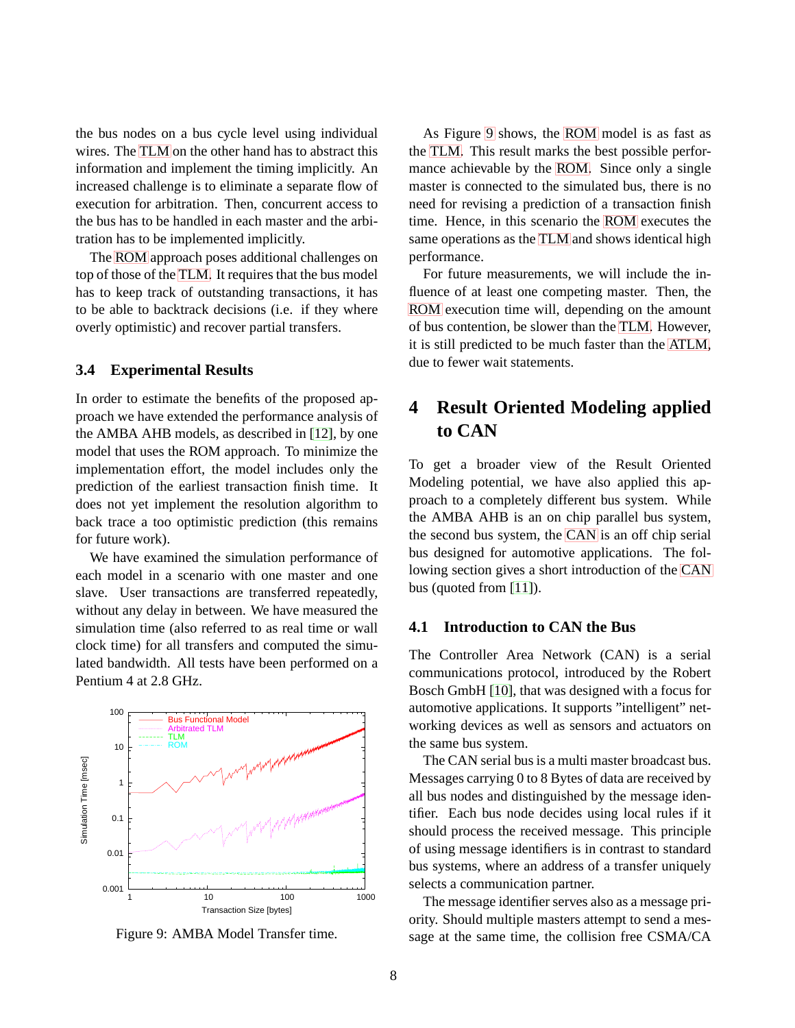the bus nodes on a bus cycle level using individual wires. The TLM on the other hand has to abstract this information and implement the timing implicitly. An increased challenge is to eliminate a separate flow of execution for arbitration. Then, concurrent access to the bus has to be handled in each master and the arbitration has to be implemented implicitly.

The ROM approach poses additional challenges on top of those of the TLM. It requires that the bus model has to keep track of outstanding transactions, it has to be able to backtrack decisions (i.e. if they where overly optimistic) and recover partial transfers.

### 3.4 Experimental Results

In order to estimate the benefits of the proposed approach we have extended the performance analysis of the AMBA AHB models, as described in [12], by one model that uses the ROM approach. To minimize the implementation effort, the model includes only the prediction of the earliest transaction finish time. It does not yet implement the resolution algorithm to back trace a too optimistic prediction (this remains for future work).

We have examined the simulation performance of each model in a scenario with one master and one slave. User transactions are transferred repeatedly, without any delay in between. We have measured the simulation time (also referred to as real time or wall clock time) for all transfers and computed the simulated bandwidth. All tests have been performed on a Pentium 4 at 2.8 GHz.

Figure 9: AMBA Model Transfer time.

As Figure 9 shows, the ROM model is as fast as the TLM. This result marks the best possible performance achievable by the ROM. Since only a single master is connected to the simulated bus, there is no need for revising a prediction of a transaction finish time. Hence, in this scenario the ROM executes the same operations as the TLM and shows identical high performance.

For future measurements, we will include the influence of at least one competing master. Then, the ROM execution time will, depending on the amount of bus contention, be slower than the TLM. However, it is still predicted to be much faster than the ATLM, due to fewer wait statements.

# 4 Result Oriented Modeling applied to CAN

To get a broader view of the Result Oriented Modeling potential, we have also applied this approach to a completely different bus system. While the AMBA AHB is an on chip parallel bus system, the second bus system, the CAN is an off chip serial bus designed for automotive applications. The following section gives a short introduction of the CAN bus (quoted from [11]).

### 4.1 Introduction to CAN the Bus

The Controller Area Network (CAN) is a serial communications protocol, introduced by the Robert Bosch GmbH [10], that was designed with a focus for automotive applications. It supports "intelligent" networking devices as well as sensors and actuators on the same bus system.

The CAN serial bus is a multi master broadcast bus. Messages carrying 0 to 8 Bytes of data are received by all bus nodes and distinguished by the message identifier. Each bus node decides using local rules if it should process the received message. This principle of using message identifiers is in contrast to standard bus systems, where an address of a transfer uniquely selects a communication partner.

The message identifier serves also as a message priority. Should multiple masters attempt to send a message at the same time, the collision free CSMA/CA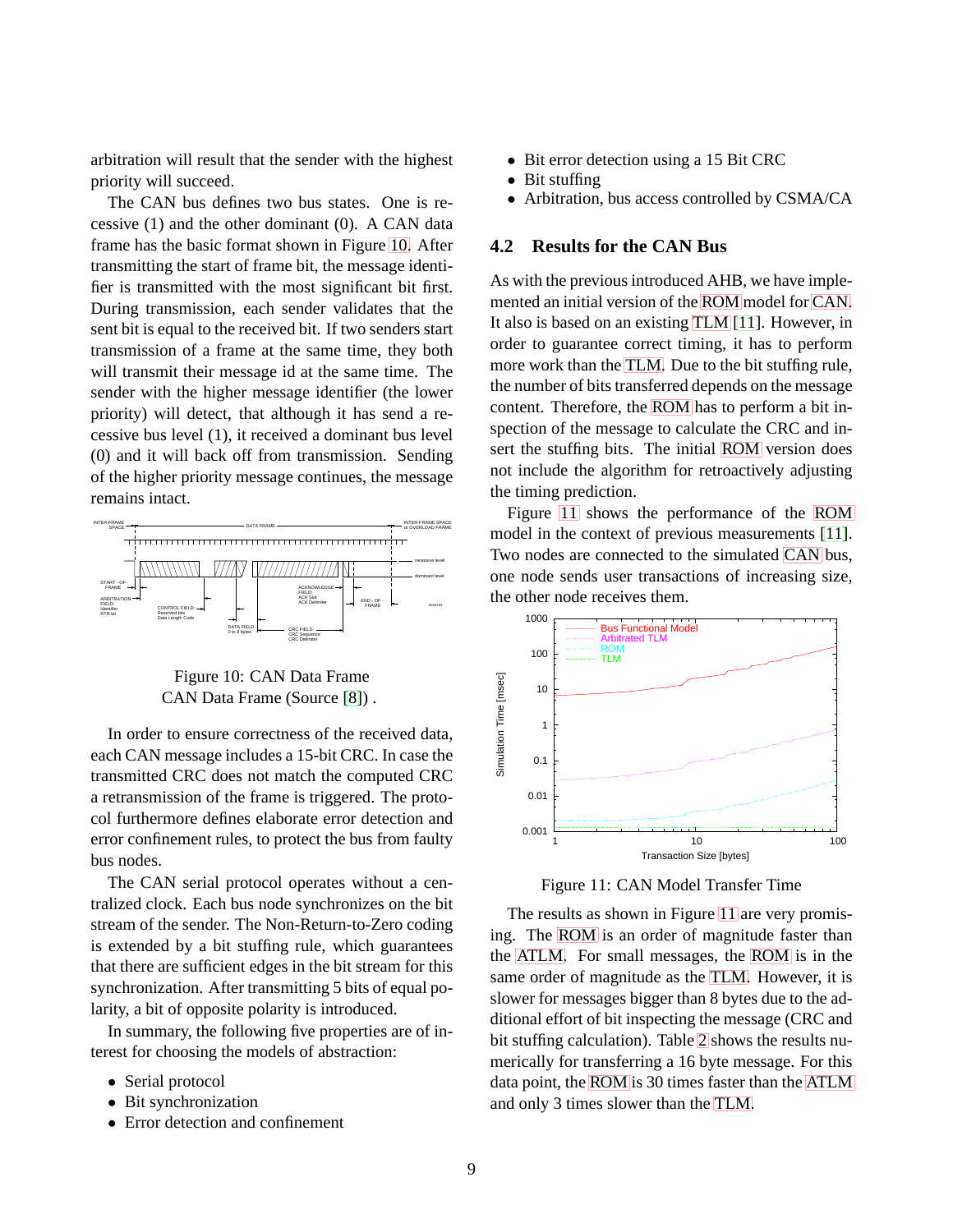arbitration will result that the sender with the highest priority will succeed.

The CAN bus defines two bus states. One is recessive (1) and the other dominant (0). A CAN data frame has the basic format shown in Figure 10. After transmitting the start of frame bit, the message identifier is transmitted with the most significant bit first. During transmission, each sender validates that the sent bit is equal to the received bit. If two senders start transmission of a frame at the same time, they both will transmit their message id at the same time. The sender with the higher message identifier (the lower priority) will detect, that although it has send a recessive bus level (1), it received a dominant bus level (0) and it will back off from transmission. Sending of the higher priority message continues, the message remains intact.

Figure 10: CAN Data Frame
CAN Data Frame (Source [8]) .

In order to ensure correctness of the received data, each CAN message includes a 15-bit CRC. In case the transmitted CRC does not match the computed CRC a retransmission of the frame is triggered. The protocol furthermore defines elaborate error detection and error confinement rules, to protect the bus from faulty bus nodes.

The CAN serial protocol operates without a centralized clock. Each bus node synchronizes on the bit stream of the sender. The Non-Return-to-Zero coding is extended by a bit stuffing rule, which guarantees that there are sufficient edges in the bit stream for this synchronization. After transmitting 5 bits of equal polarity, a bit of opposite polarity is introduced.

In summary, the following five properties are of interest for choosing the models of abstraction:

- Serial protocol
- Bit synchronization
- Error detection and confinement
- Bit error detection using a 15 Bit CRC
- Bit stuffing
- Arbitration, bus access controlled by CSMA/CA

## 4.2 Results for the CAN Bus

As with the previous introduced AHB, we have implemented an initial version of the ROM model for CAN. It also is based on an existing TLM [11]. However, in order to guarantee correct timing, it has to perform more work than the TLM. Due to the bit stuffing rule, the number of bits transferred depends on the message content. Therefore, the ROM has to perform a bit inspection of the message to calculate the CRC and insert the stuffing bits. The initial ROM version does not include the algorithm for retroactively adjusting the timing prediction.

Figure 11 shows the performance of the ROM model in the context of previous measurements [11]. Two nodes are connected to the simulated CAN bus, one node sends user transactions of increasing size, the other node receives them.

Figure 11: CAN Model Transfer Time

The results as shown in Figure 11 are very promising. The ROM is an order of magnitude faster than the ATLM. For small messages, the ROM is in the same order of magnitude as the TLM. However, it is slower for messages bigger than 8 bytes due to the additional effort of bit inspecting the message (CRC and bit stuffing calculation). Table 2 shows the results numerically for transferring a 16 byte message. For this data point, the ROM is 30 times faster than the ATLM and only 3 times slower than the TLM.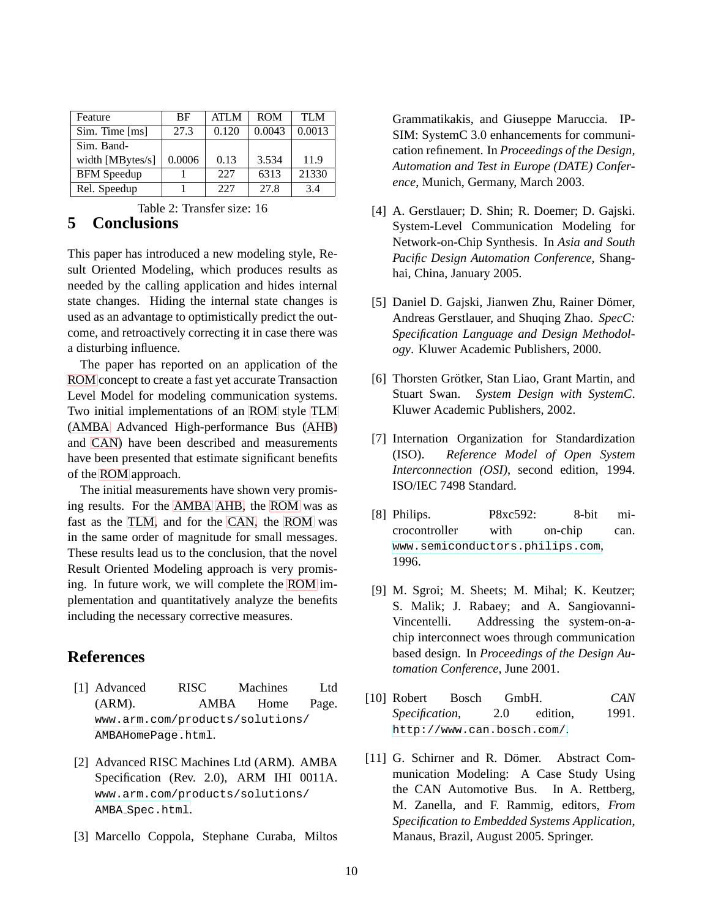| Feature | BF | ATLM | ROM | TLM |
| --- | --- | --- | --- | --- |
| Sim. Time [ms] | 27.3 | 0.120 | 0.0043 | 0.0013 |
| Sim. Band-width [MBytes/s] | 0.0006 | 0.13 | 3.534 | 11.9 |
| BFM Speedup | 1 | 227 | 6313 | 21330 |
| Rel. Speedup | 1 | 227 | 27.8 | 3.4 |

Table 2: Transfer size: 16

## 5 Conclusions

This paper has introduced a new modeling style, Result Oriented Modeling, which produces results as needed by the calling application and hides internal state changes. Hiding the internal state changes is used as an advantage to optimistically predict the outcome, and retroactively correcting it in case there was a disturbing influence.

The paper has reported on an application of the ROM concept to create a fast yet accurate Transaction Level Model for modeling communication systems. Two initial implementations of an ROM style TLM (AMBA Advanced High-performance Bus (AHB) and CAN) have been described and measurements have been presented that estimate significant benefits of the ROM approach.

The initial measurements have shown very promising results. For the AMBA AHB, the ROM was as fast as the TLM, and for the CAN, the ROM was in the same order of magnitude for small messages. These results lead us to the conclusion, that the novel Result Oriented Modeling approach is very promising. In future work, we will complete the ROM implementation and quantitatively analyze the benefits including the necessary corrective measures.

## References

[1] Advanced RISC Machines Ltd (ARM). AMBA Home Page. `www.arm.com/products/solutions/AMBAHomePage.html`.

[2] Advanced RISC Machines Ltd (ARM). AMBA Specification (Rev. 2.0), ARM IHI 0011A. `www.arm.com/products/solutions/AMBA_Spec.html`.

[3] Marcello Coppola, Stephane Curaba, Miltos Grammatikakis, and Giuseppe Maruccia. IP-SIM: SystemC 3.0 enhancements for communication refinement. In *Proceedings of the Design, Automation and Test in Europe (DATE) Conference*, Munich, Germany, March 2003.

[4] A. Gerstlauer; D. Shin; R. Doemer; D. Gajski. System-Level Communication Modeling for Network-on-Chip Synthesis. In *Asia and South Pacific Design Automation Conference*, Shanghai, China, January 2005.

[5] Daniel D. Gajski, Jianwen Zhu, Rainer Dömer, Andreas Gerstlauer, and Shuqing Zhao. *SpecC: Specification Language and Design Methodology*. Kluwer Academic Publishers, 2000.

[6] Thorsten Grötker, Stan Liao, Grant Martin, and Stuart Swan. *System Design with SystemC*. Kluwer Academic Publishers, 2002.

[7] Internation Organization for Standardization (ISO). *Reference Model of Open System Interconnection (OSI)*, second edition, 1994. ISO/IEC 7498 Standard.

[8] Philips. P8xc592: 8-bit microcontroller with on-chip can. `www.semiconductors.philips.com`, 1996.

[9] M. Sgroi; M. Sheets; M. Mihal; K. Keutzer; S. Malik; J. Rabaey; and A. Sangiovanni-Vincentelli. Addressing the system-on-a-chip interconnect woes through communication based design. In *Proceedings of the Design Automation Conference*, June 2001.

[10] Robert Bosch GmbH. *CAN Specification*, 2.0 edition, 1991. `http://www.can.bosch.com/`.

[11] G. Schirner and R. Dömer. Abstract Communication Modeling: A Case Study Using the CAN Automotive Bus. In A. Rettberg, M. Zanella, and F. Rammig, editors, *From Specification to Embedded Systems Application*, Manaus, Brazil, August 2005. Springer.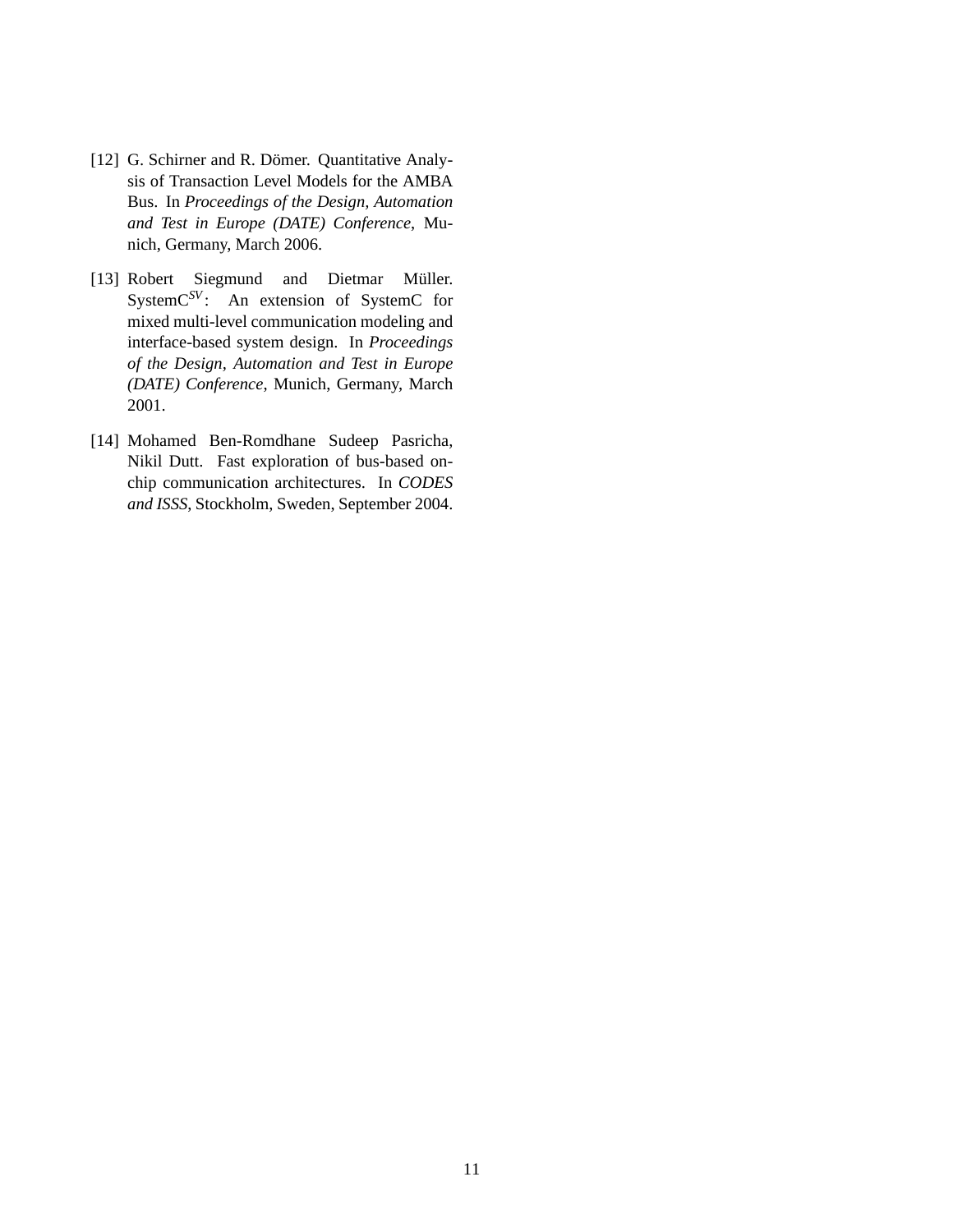[12] G. Schirner and R. Dömer. Quantitative Analysis of Transaction Level Models for the AMBA Bus. In *Proceedings of the Design, Automation and Test in Europe (DATE) Conference*, Munich, Germany, March 2006.

[13] Robert Siegmund and Dietmar Müller. SystemC$^{SV}$: An extension of SystemC for mixed multi-level communication modeling and interface-based system design. In *Proceedings of the Design, Automation and Test in Europe (DATE) Conference*, Munich, Germany, March 2001.

[14] Mohamed Ben-Romdhane Sudeep Pasricha, Nikil Dutt. Fast exploration of bus-based on-chip communication architectures. In *CODES and ISSS*, Stockholm, Sweden, September 2004.